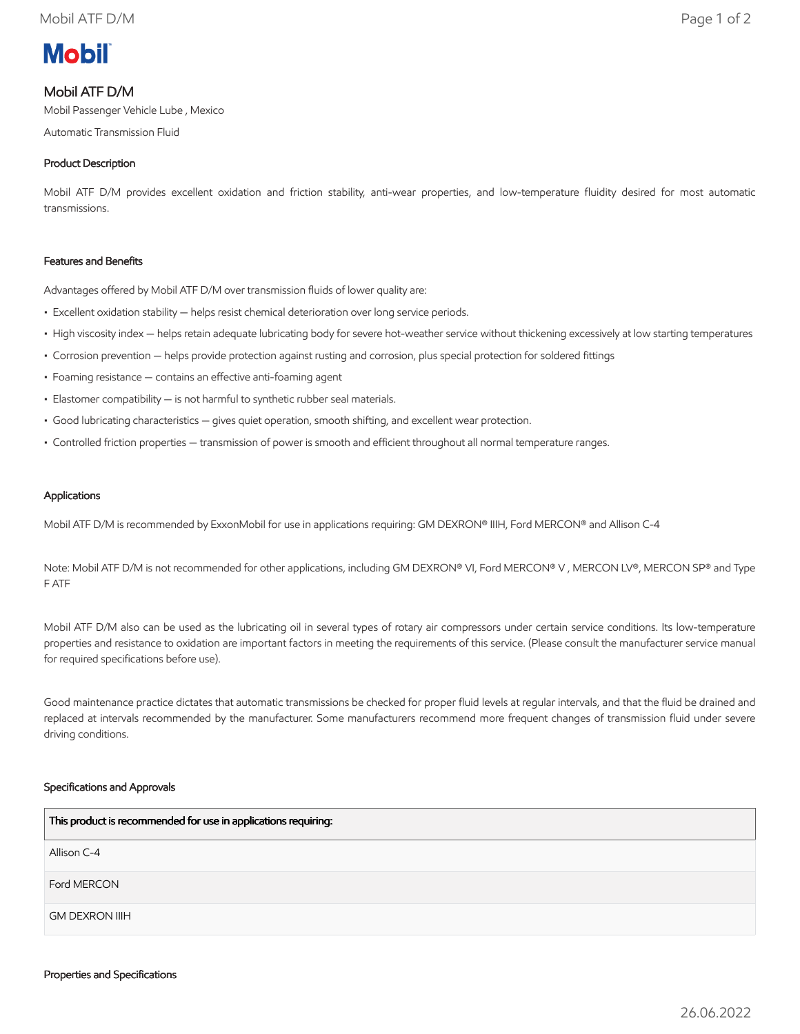# Mobil

## Mobil ATF D/M

Mobil Passenger Vehicle Lube , Mexico

Automatic Transmission Fluid

### Product Description

Mobil ATF D/M provides excellent oxidation and friction stability, anti-wear properties, and low-temperature fluidity desired for most automatic transmissions.

### Features and Benefits

Advantages offered by Mobil ATF D/M over transmission fluids of lower quality are:

- Excellent oxidation stability — helps resist chemical deterioration over long service periods.
- High viscosity index — helps retain adequate lubricating body for severe hot-weather service without thickening excessively at low starting temperatures
- Corrosion prevention — helps provide protection against rusting and corrosion, plus special protection for soldered fittings
- Foaming resistance — contains an effective anti-foaming agent
- Elastomer compatibility — is not harmful to synthetic rubber seal materials.
- Good lubricating characteristics — gives quiet operation, smooth shifting, and excellent wear protection.
- Controlled friction properties — transmission of power is smooth and efficient throughout all normal temperature ranges.

### Applications

Mobil ATF D/M is recommended by ExxonMobil for use in applications requiring: GM DEXRON® IIIH, Ford MERCON® and Allison C-4

Note: Mobil ATF D/M is not recommended for other applications, including GM DEXRON® VI, Ford MERCON® V , MERCON LV®, MERCON SP® and Type F ATF

Mobil ATF D/M also can be used as the lubricating oil in several types of rotary air compressors under certain service conditions. Its low-temperature properties and resistance to oxidation are important factors in meeting the requirements of this service. (Please consult the manufacturer service manual for required specifications before use).

Good maintenance practice dictates that automatic transmissions be checked for proper fluid levels at regular intervals, and that the fluid be drained and replaced at intervals recommended by the manufacturer. Some manufacturers recommend more frequent changes of transmission fluid under severe driving conditions.

### Specifications and Approvals

| This product is recommended for use in applications requiring: |
| --- |
| Allison C-4 |
| Ford MERCON |
| GM DEXRON IIIH |

### Properties and Specifications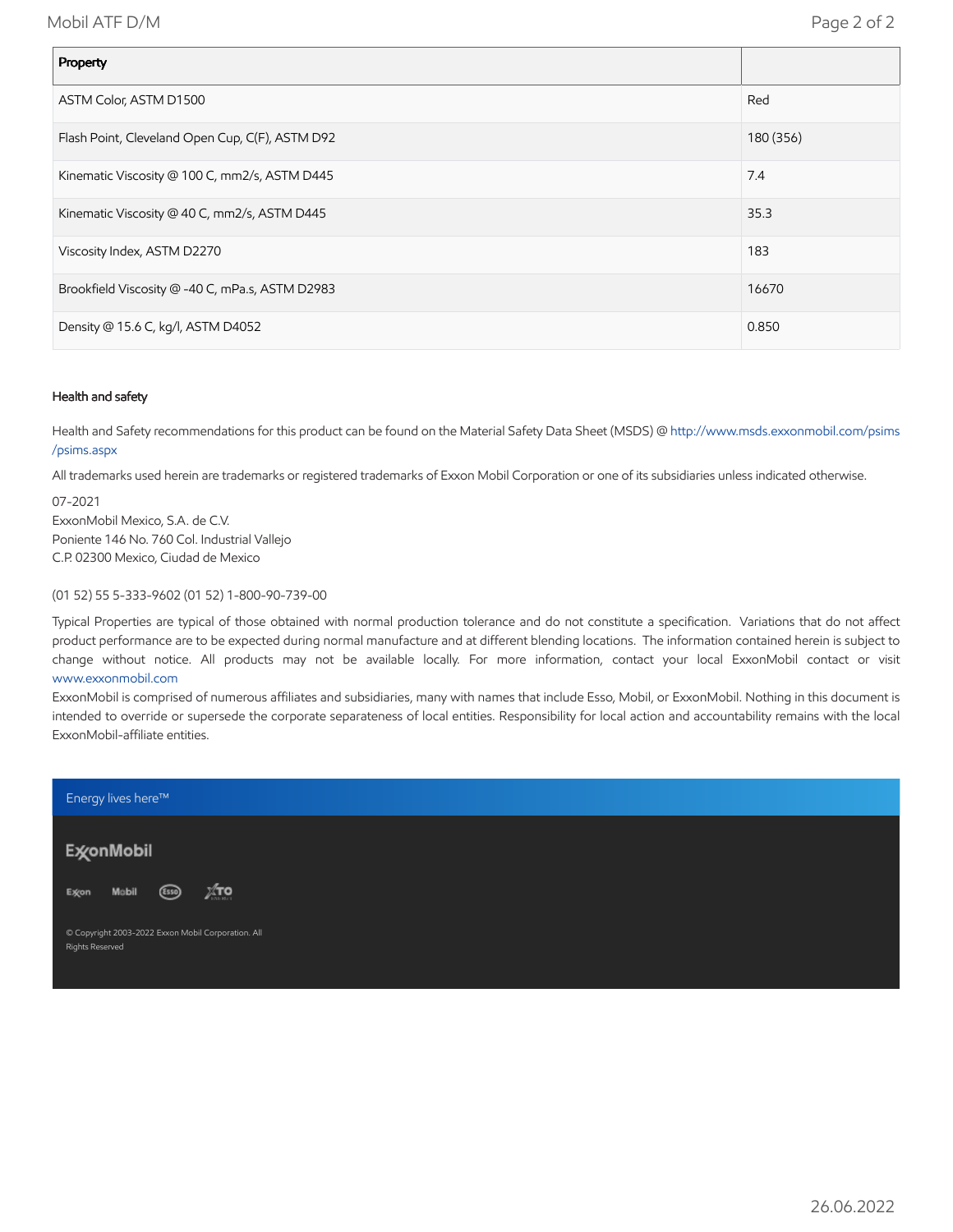| Property | |
|---|---|
| ASTM Color, ASTM D1500 | Red |
| Flash Point, Cleveland Open Cup, C(F), ASTM D92 | 180 (356) |
| Kinematic Viscosity @ 100 C, mm2/s, ASTM D445 | 7.4 |
| Kinematic Viscosity @ 40 C, mm2/s, ASTM D445 | 35.3 |
| Viscosity Index, ASTM D2270 | 183 |
| Brookfield Viscosity @ -40 C, mPa.s, ASTM D2983 | 16670 |
| Density @ 15.6 C, kg/l, ASTM D4052 | 0.850 |

#### Health and safety

Health and Safety recommendations for this product can be found on the Material Safety Data Sheet (MSDS) @ http://www.msds.exxonmobil.com/psims/psims.aspx

All trademarks used herein are trademarks or registered trademarks of Exxon Mobil Corporation or one of its subsidiaries unless indicated otherwise.

07-2021
ExxonMobil Mexico, S.A. de C.V.
Poniente 146 No. 760 Col. Industrial Vallejo
C.P. 02300 Mexico, Ciudad de Mexico

(01 52) 55 5-333-9602 (01 52) 1-800-90-739-00

Typical Properties are typical of those obtained with normal production tolerance and do not constitute a specification. Variations that do not affect product performance are to be expected during normal manufacture and at different blending locations. The information contained herein is subject to change without notice. All products may not be available locally. For more information, contact your local ExxonMobil contact or visit www.exxonmobil.com

ExxonMobil is comprised of numerous affiliates and subsidiaries, many with names that include Esso, Mobil, or ExxonMobil. Nothing in this document is intended to override or supersede the corporate separateness of local entities. Responsibility for local action and accountability remains with the local ExxonMobil-affiliate entities.

Energy lives here™

ExxonMobil

Exxon Mobil Esso XTO

© Copyright 2003-2022 Exxon Mobil Corporation. All Rights Reserved